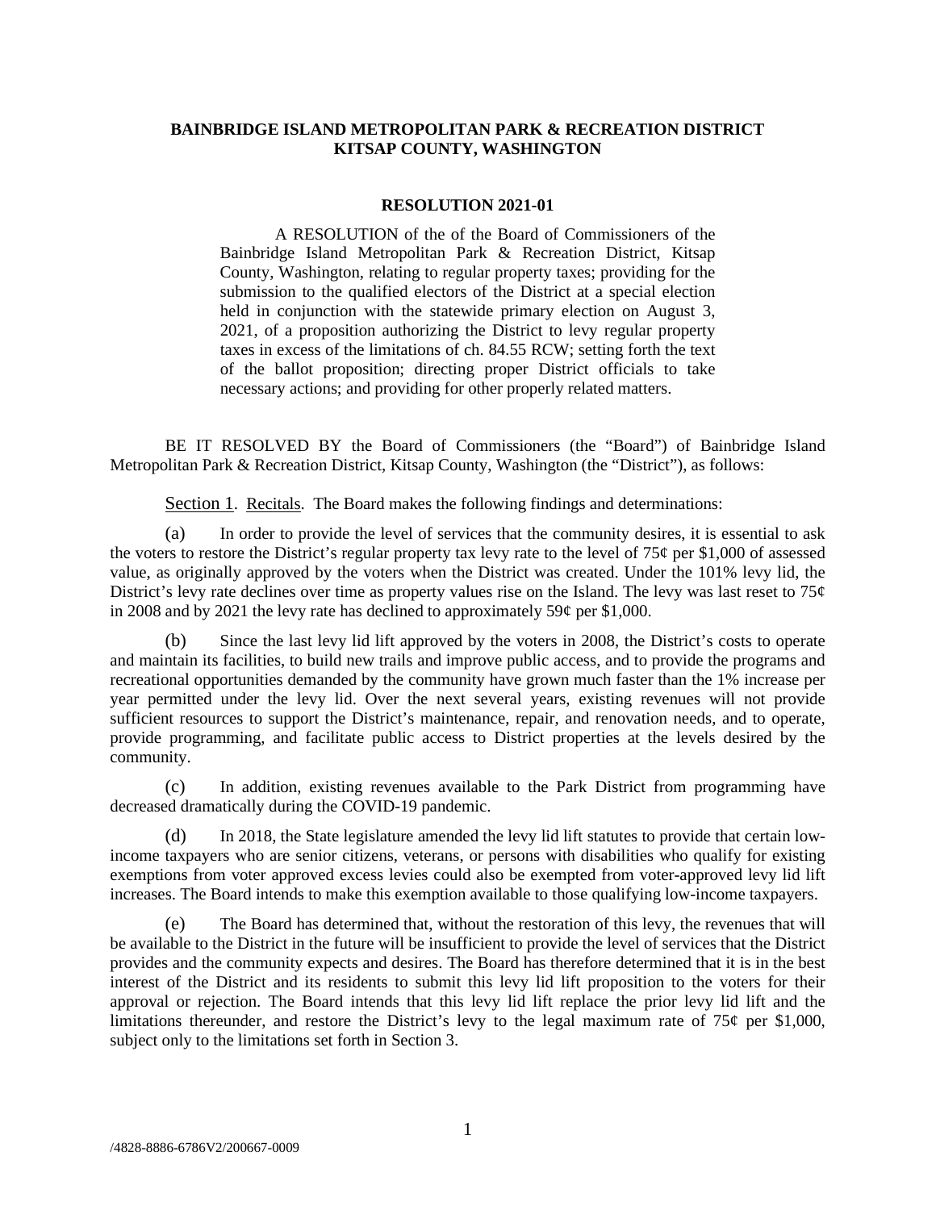**BAINBRIDGE ISLAND METROPOLITAN PARK & RECREATION DISTRICT**
**KITSAP COUNTY, WASHINGTON**

**RESOLUTION 2021-01**

A RESOLUTION of the of the Board of Commissioners of the Bainbridge Island Metropolitan Park & Recreation District, Kitsap County, Washington, relating to regular property taxes; providing for the submission to the qualified electors of the District at a special election held in conjunction with the statewide primary election on August 3, 2021, of a proposition authorizing the District to levy regular property taxes in excess of the limitations of ch. 84.55 RCW; setting forth the text of the ballot proposition; directing proper District officials to take necessary actions; and providing for other properly related matters.

BE IT RESOLVED BY the Board of Commissioners (the "Board") of Bainbridge Island Metropolitan Park & Recreation District, Kitsap County, Washington (the "District"), as follows:

Section 1. Recitals. The Board makes the following findings and determinations:

(a) In order to provide the level of services that the community desires, it is essential to ask the voters to restore the District's regular property tax levy rate to the level of 75¢ per $1,000 of assessed value, as originally approved by the voters when the District was created. Under the 101% levy lid, the District's levy rate declines over time as property values rise on the Island. The levy was last reset to 75¢ in 2008 and by 2021 the levy rate has declined to approximately 59¢ per $1,000.

(b) Since the last levy lid lift approved by the voters in 2008, the District's costs to operate and maintain its facilities, to build new trails and improve public access, and to provide the programs and recreational opportunities demanded by the community have grown much faster than the 1% increase per year permitted under the levy lid. Over the next several years, existing revenues will not provide sufficient resources to support the District's maintenance, repair, and renovation needs, and to operate, provide programming, and facilitate public access to District properties at the levels desired by the community.

(c) In addition, existing revenues available to the Park District from programming have decreased dramatically during the COVID-19 pandemic.

(d) In 2018, the State legislature amended the levy lid lift statutes to provide that certain low-income taxpayers who are senior citizens, veterans, or persons with disabilities who qualify for existing exemptions from voter approved excess levies could also be exempted from voter-approved levy lid lift increases. The Board intends to make this exemption available to those qualifying low-income taxpayers.

(e) The Board has determined that, without the restoration of this levy, the revenues that will be available to the District in the future will be insufficient to provide the level of services that the District provides and the community expects and desires. The Board has therefore determined that it is in the best interest of the District and its residents to submit this levy lid lift proposition to the voters for their approval or rejection. The Board intends that this levy lid lift replace the prior levy lid lift and the limitations thereunder, and restore the District's levy to the legal maximum rate of 75¢ per $1,000, subject only to the limitations set forth in Section 3.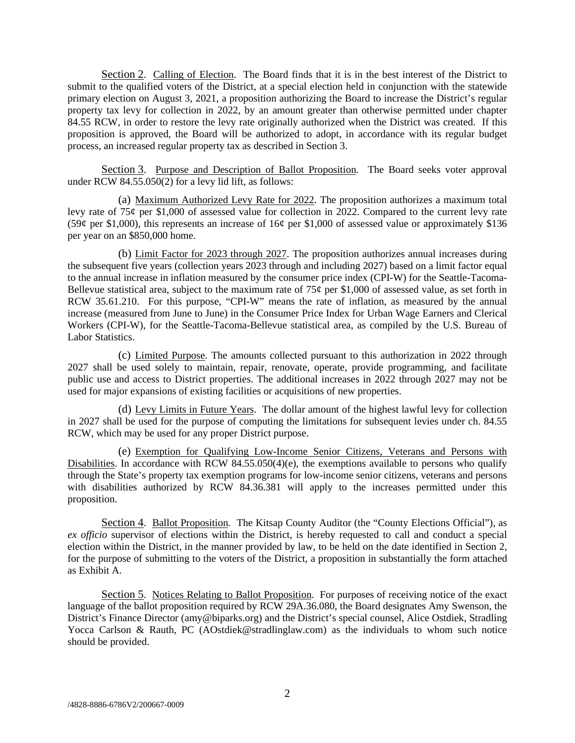Section 2. Calling of Election. The Board finds that it is in the best interest of the District to submit to the qualified voters of the District, at a special election held in conjunction with the statewide primary election on August 3, 2021, a proposition authorizing the Board to increase the District's regular property tax levy for collection in 2022, by an amount greater than otherwise permitted under chapter 84.55 RCW, in order to restore the levy rate originally authorized when the District was created. If this proposition is approved, the Board will be authorized to adopt, in accordance with its regular budget process, an increased regular property tax as described in Section 3.

Section 3. Purpose and Description of Ballot Proposition. The Board seeks voter approval under RCW 84.55.050(2) for a levy lid lift, as follows:

(a) Maximum Authorized Levy Rate for 2022. The proposition authorizes a maximum total levy rate of 75¢ per $1,000 of assessed value for collection in 2022. Compared to the current levy rate (59¢ per $1,000), this represents an increase of 16¢ per $1,000 of assessed value or approximately $136 per year on an $850,000 home.

(b) Limit Factor for 2023 through 2027. The proposition authorizes annual increases during the subsequent five years (collection years 2023 through and including 2027) based on a limit factor equal to the annual increase in inflation measured by the consumer price index (CPI-W) for the Seattle-Tacoma-Bellevue statistical area, subject to the maximum rate of 75¢ per $1,000 of assessed value, as set forth in RCW 35.61.210. For this purpose, "CPI-W" means the rate of inflation, as measured by the annual increase (measured from June to June) in the Consumer Price Index for Urban Wage Earners and Clerical Workers (CPI-W), for the Seattle-Tacoma-Bellevue statistical area, as compiled by the U.S. Bureau of Labor Statistics.

(c) Limited Purpose. The amounts collected pursuant to this authorization in 2022 through 2027 shall be used solely to maintain, repair, renovate, operate, provide programming, and facilitate public use and access to District properties. The additional increases in 2022 through 2027 may not be used for major expansions of existing facilities or acquisitions of new properties.

(d) Levy Limits in Future Years. The dollar amount of the highest lawful levy for collection in 2027 shall be used for the purpose of computing the limitations for subsequent levies under ch. 84.55 RCW, which may be used for any proper District purpose.

(e) Exemption for Qualifying Low-Income Senior Citizens, Veterans and Persons with Disabilities. In accordance with RCW 84.55.050(4)(e), the exemptions available to persons who qualify through the State's property tax exemption programs for low-income senior citizens, veterans and persons with disabilities authorized by RCW 84.36.381 will apply to the increases permitted under this proposition.

Section 4. Ballot Proposition. The Kitsap County Auditor (the "County Elections Official"), as *ex officio* supervisor of elections within the District, is hereby requested to call and conduct a special election within the District, in the manner provided by law, to be held on the date identified in Section 2, for the purpose of submitting to the voters of the District, a proposition in substantially the form attached as Exhibit A.

Section 5. Notices Relating to Ballot Proposition. For purposes of receiving notice of the exact language of the ballot proposition required by RCW 29A.36.080, the Board designates Amy Swenson, the District's Finance Director (amy@biparks.org) and the District's special counsel, Alice Ostdiek, Stradling Yocca Carlson & Rauth, PC (AOstdiek@stradlinglaw.com) as the individuals to whom such notice should be provided.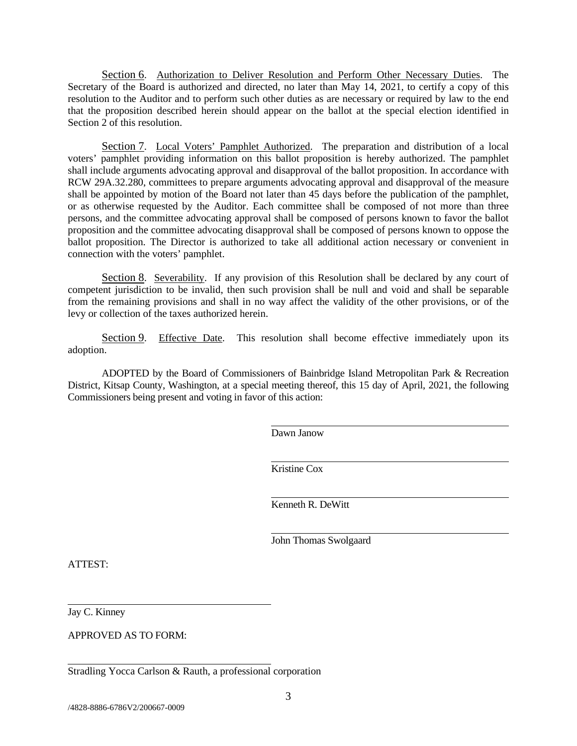Section 6. Authorization to Deliver Resolution and Perform Other Necessary Duties. The Secretary of the Board is authorized and directed, no later than May 14, 2021, to certify a copy of this resolution to the Auditor and to perform such other duties as are necessary or required by law to the end that the proposition described herein should appear on the ballot at the special election identified in Section 2 of this resolution.

Section 7. Local Voters' Pamphlet Authorized. The preparation and distribution of a local voters' pamphlet providing information on this ballot proposition is hereby authorized. The pamphlet shall include arguments advocating approval and disapproval of the ballot proposition. In accordance with RCW 29A.32.280, committees to prepare arguments advocating approval and disapproval of the measure shall be appointed by motion of the Board not later than 45 days before the publication of the pamphlet, or as otherwise requested by the Auditor. Each committee shall be composed of not more than three persons, and the committee advocating approval shall be composed of persons known to favor the ballot proposition and the committee advocating disapproval shall be composed of persons known to oppose the ballot proposition. The Director is authorized to take all additional action necessary or convenient in connection with the voters' pamphlet.

Section 8. Severability. If any provision of this Resolution shall be declared by any court of competent jurisdiction to be invalid, then such provision shall be null and void and shall be separable from the remaining provisions and shall in no way affect the validity of the other provisions, or of the levy or collection of the taxes authorized herein.

Section 9. Effective Date. This resolution shall become effective immediately upon its adoption.

ADOPTED by the Board of Commissioners of Bainbridge Island Metropolitan Park & Recreation District, Kitsap County, Washington, at a special meeting thereof, this 15 day of April, 2021, the following Commissioners being present and voting in favor of this action:

\_\_\_\_\_\_\_\_\_\_\_\_\_\_\_\_\_\_\_\_\_\_\_\_\_\_\_\_\_\_\_\_\_\_\_\_
Dawn Janow

\_\_\_\_\_\_\_\_\_\_\_\_\_\_\_\_\_\_\_\_\_\_\_\_\_\_\_\_\_\_\_\_\_\_\_\_
Kristine Cox

\_\_\_\_\_\_\_\_\_\_\_\_\_\_\_\_\_\_\_\_\_\_\_\_\_\_\_\_\_\_\_\_\_\_\_\_
Kenneth R. DeWitt

\_\_\_\_\_\_\_\_\_\_\_\_\_\_\_\_\_\_\_\_\_\_\_\_\_\_\_\_\_\_\_\_\_\_\_\_
John Thomas Swolgaard

ATTEST:

\_\_\_\_\_\_\_\_\_\_\_\_\_\_\_\_\_\_\_\_\_\_\_\_\_\_\_\_\_\_\_\_\_\_\_\_
Jay C. Kinney

APPROVED AS TO FORM:

\_\_\_\_\_\_\_\_\_\_\_\_\_\_\_\_\_\_\_\_\_\_\_\_\_\_\_\_\_\_\_\_\_\_\_\_
Stradling Yocca Carlson & Rauth, a professional corporation

/4828-8886-6786V2/200667-0009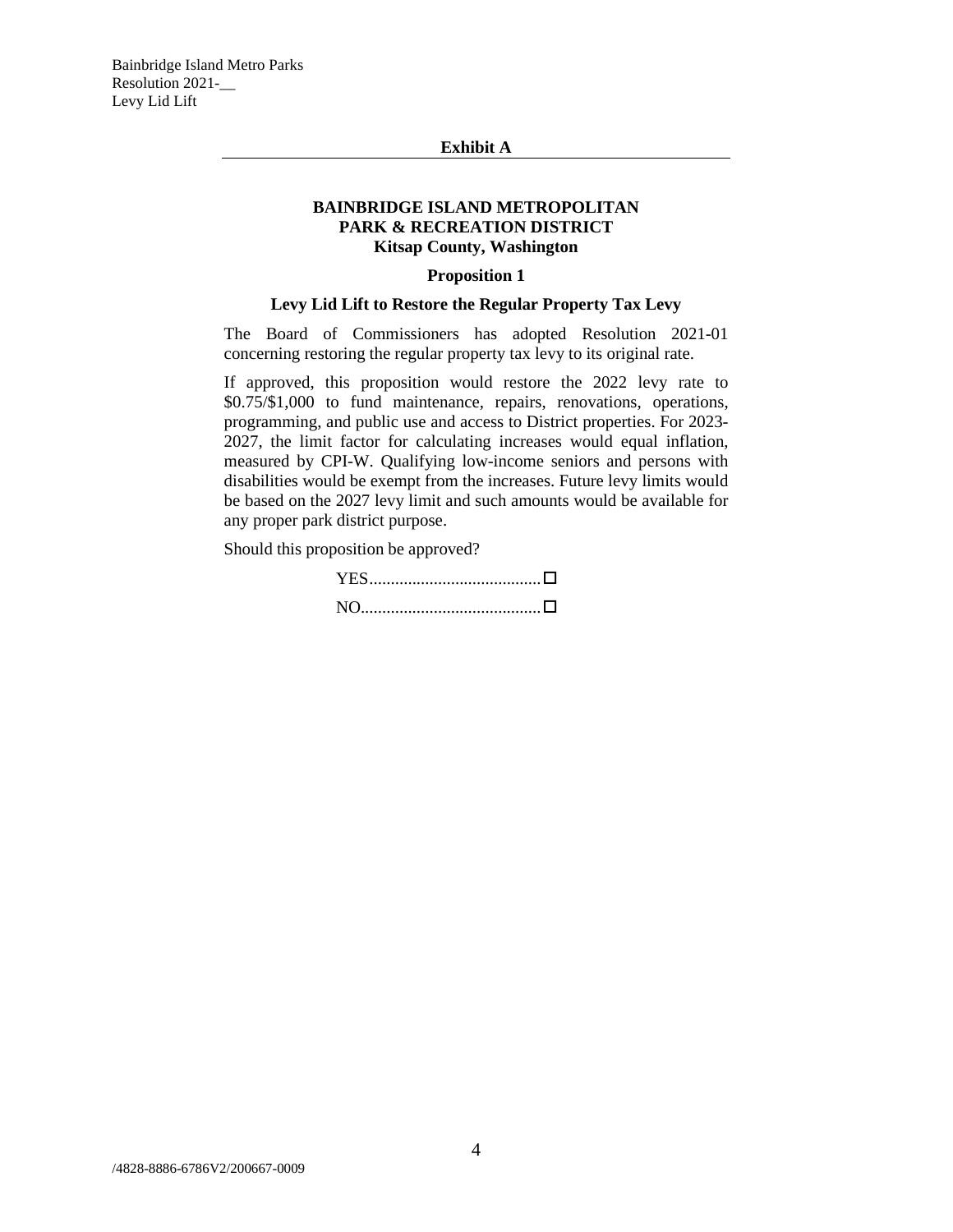**Exhibit A**

**BAINBRIDGE ISLAND METROPOLITAN PARK & RECREATION DISTRICT**
**Kitsap County, Washington**

**Proposition 1**

**Levy Lid Lift to Restore the Regular Property Tax Levy**

The Board of Commissioners has adopted Resolution 2021-01 concerning restoring the regular property tax levy to its original rate.

If approved, this proposition would restore the 2022 levy rate to $0.75/$1,000 to fund maintenance, repairs, renovations, operations, programming, and public use and access to District properties. For 2023-2027, the limit factor for calculating increases would equal inflation, measured by CPI-W. Qualifying low-income seniors and persons with disabilities would be exempt from the increases. Future levy limits would be based on the 2027 levy limit and such amounts would be available for any proper park district purpose.

Should this proposition be approved?

YES........................................ ☐

NO.......................................... ☐